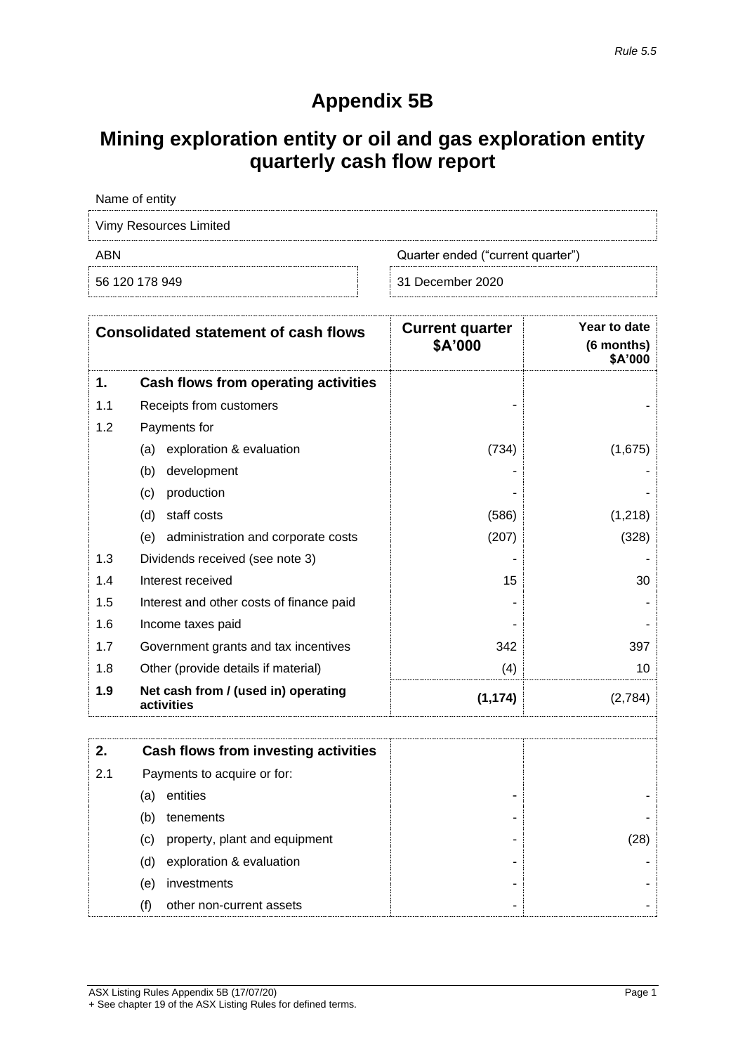*Rule 5.5*

# Appendix 5B

# Mining exploration entity or oil and gas exploration entity quarterly cash flow report

| Name of entity | |
|---|---|
| Vimy Resources Limited | |

| ABN | Quarter ended ("current quarter") |
|---|---|
| 56 120 178 949 | 31 December 2020 |

| | Consolidated statement of cash flows | Current quarter $A'000 | Year to date (6 months) $A'000 |
|---|---|---|---|
| **1.** | **Cash flows from operating activities** | | |
| 1.1 | Receipts from customers | - | - |
| 1.2 | Payments for | | |
| | (a) exploration & evaluation | (734) | (1,675) |
| | (b) development | - | - |
| | (c) production | - | - |
| | (d) staff costs | (586) | (1,218) |
| | (e) administration and corporate costs | (207) | (328) |
| 1.3 | Dividends received (see note 3) | - | - |
| 1.4 | Interest received | 15 | 30 |
| 1.5 | Interest and other costs of finance paid | - | - |
| 1.6 | Income taxes paid | - | - |
| 1.7 | Government grants and tax incentives | 342 | 397 |
| 1.8 | Other (provide details if material) | (4) | 10 |
| **1.9** | **Net cash from / (used in) operating activities** | **(1,174)** | (2,784) |

| | | | |
|---|---|---|---|
| **2.** | **Cash flows from investing activities** | | |
| 2.1 | Payments to acquire or for: | | |
| | (a) entities | - | - |
| | (b) tenements | - | - |
| | (c) property, plant and equipment | - | (28) |
| | (d) exploration & evaluation | - | - |
| | (e) investments | - | - |
| | (f) other non-current assets | - | - |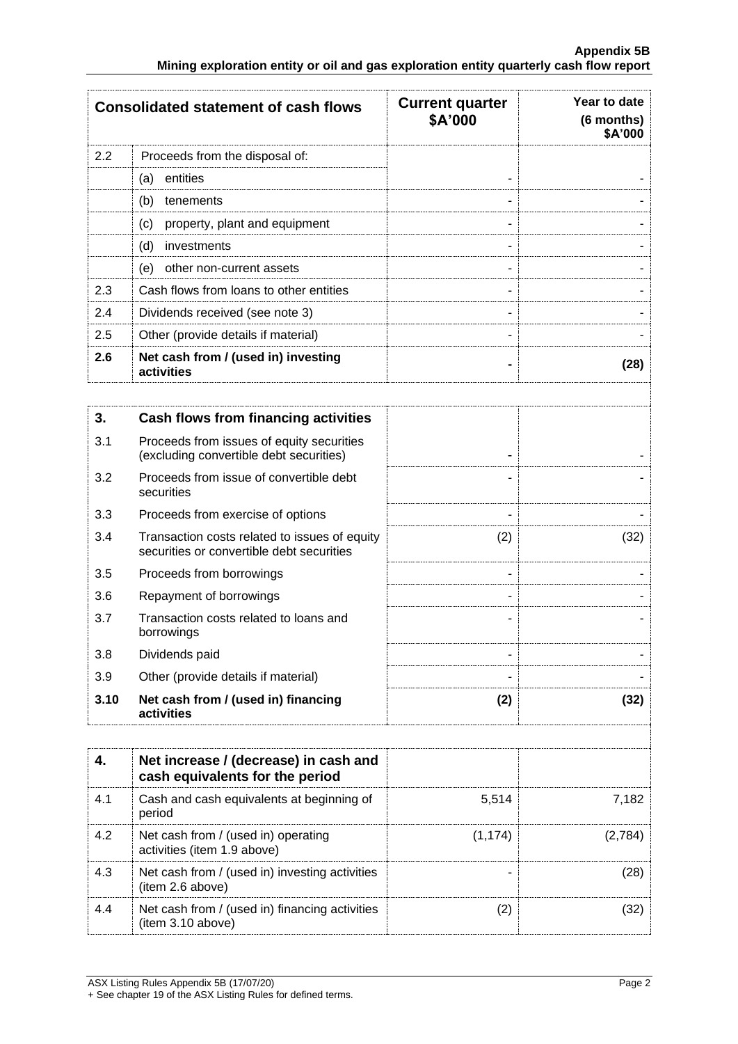| Consolidated statement of cash flows | | Current quarter $A'000 | Year to date (6 months) $A'000 |
|---|---|---|---|
| 2.2 | Proceeds from the disposal of: | | |
| | (a) entities | - | - |
| | (b) tenements | - | - |
| | (c) property, plant and equipment | - | - |
| | (d) investments | - | - |
| | (e) other non-current assets | - | - |
| 2.3 | Cash flows from loans to other entities | - | - |
| 2.4 | Dividends received (see note 3) | - | - |
| 2.5 | Other (provide details if material) | - | - |
| **2.6** | **Net cash from / (used in) investing activities** | **-** | **(28)** |

| | | | |
|---|---|---|---|
| **3.** | **Cash flows from financing activities** | | |
| 3.1 | Proceeds from issues of equity securities (excluding convertible debt securities) | - | - |
| 3.2 | Proceeds from issue of convertible debt securities | - | - |
| 3.3 | Proceeds from exercise of options | - | - |
| 3.4 | Transaction costs related to issues of equity securities or convertible debt securities | (2) | (32) |
| 3.5 | Proceeds from borrowings | - | - |
| 3.6 | Repayment of borrowings | - | - |
| 3.7 | Transaction costs related to loans and borrowings | - | - |
| 3.8 | Dividends paid | - | - |
| 3.9 | Other (provide details if material) | - | - |
| **3.10** | **Net cash from / (used in) financing activities** | **(2)** | **(32)** |

| | | | |
|---|---|---|---|
| **4.** | **Net increase / (decrease) in cash and cash equivalents for the period** | | |
| 4.1 | Cash and cash equivalents at beginning of period | 5,514 | 7,182 |
| 4.2 | Net cash from / (used in) operating activities (item 1.9 above) | (1,174) | (2,784) |
| 4.3 | Net cash from / (used in) investing activities (item 2.6 above) | - | (28) |
| 4.4 | Net cash from / (used in) financing activities (item 3.10 above) | (2) | (32) |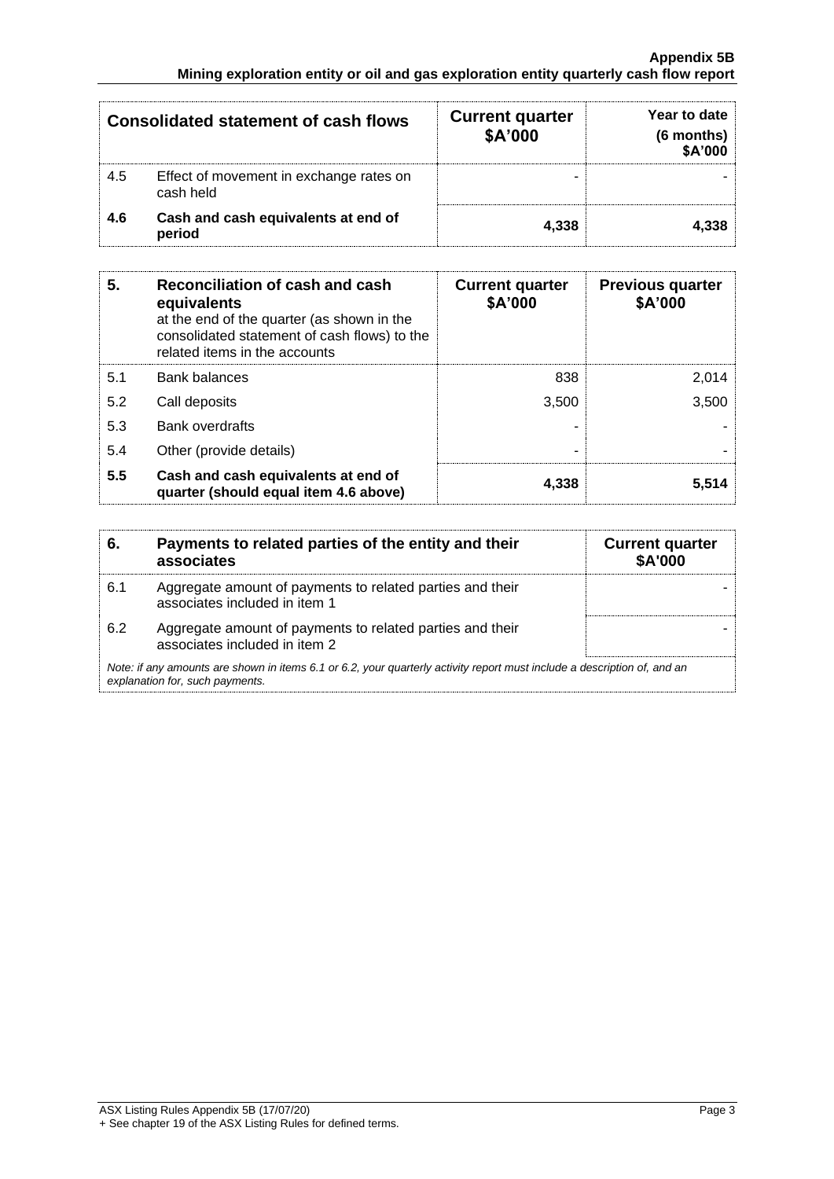| Consolidated statement of cash flows | | Current quarter \$A'000 | Year to date (6 months) \$A'000 |
|---|---|---|---|
| 4.5 | Effect of movement in exchange rates on cash held | - | - |
| **4.6** | **Cash and cash equivalents at end of period** | **4,338** | **4,338** |

| **5.** | **Reconciliation of cash and cash equivalents** at the end of the quarter (as shown in the consolidated statement of cash flows) to the related items in the accounts | **Current quarter \$A'000** | **Previous quarter \$A'000** |
|---|---|---|---|
| 5.1 | Bank balances | 838 | 2,014 |
| 5.2 | Call deposits | 3,500 | 3,500 |
| 5.3 | Bank overdrafts | - | - |
| 5.4 | Other (provide details) | - | - |
| **5.5** | **Cash and cash equivalents at end of quarter (should equal item 4.6 above)** | **4,338** | **5,514** |

| **6.** | **Payments to related parties of the entity and their associates** | **Current quarter \$A'000** |
|---|---|---|
| 6.1 | Aggregate amount of payments to related parties and their associates included in item 1 | - |
| 6.2 | Aggregate amount of payments to related parties and their associates included in item 2 | - |

*Note: if any amounts are shown in items 6.1 or 6.2, your quarterly activity report must include a description of, and an explanation for, such payments.*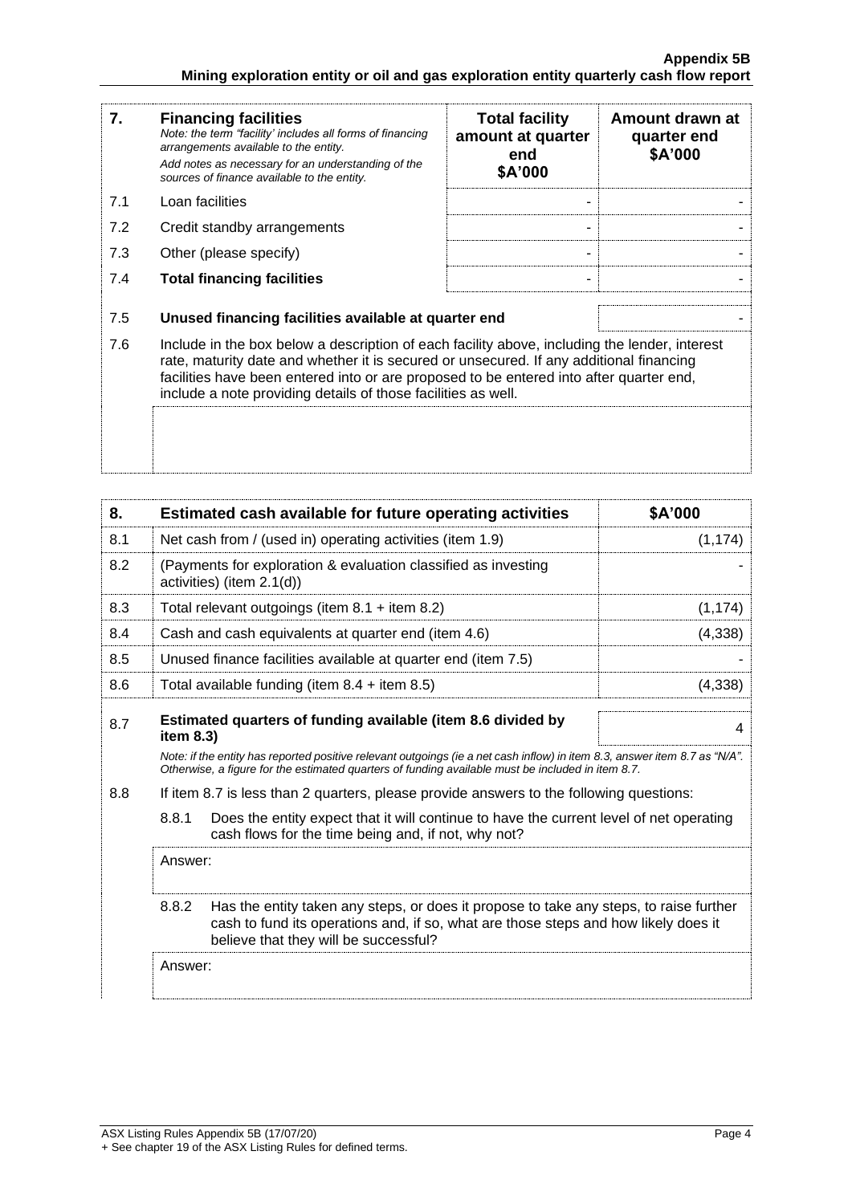| 7. | **Financing facilities** *Note: the term "facility' includes all forms of financing arrangements available to the entity.* *Add notes as necessary for an understanding of the sources of finance available to the entity.* | **Total facility amount at quarter end \$A'000** | **Amount drawn at quarter end \$A'000** |
|---|---|---|---|
| 7.1 | Loan facilities | - | - |
| 7.2 | Credit standby arrangements | - | - |
| 7.3 | Other (please specify) | - | - |
| 7.4 | **Total financing facilities** | - | - |
| 7.5 | **Unused financing facilities available at quarter end** | | - |
| 7.6 | Include in the box below a description of each facility above, including the lender, interest rate, maturity date and whether it is secured or unsecured. If any additional financing facilities have been entered into or are proposed to be entered into after quarter end, include a note providing details of those facilities as well. | | |
| | | | |

| 8. | **Estimated cash available for future operating activities** | **\$A'000** |
|---|---|---|
| 8.1 | Net cash from / (used in) operating activities (item 1.9) | (1,174) |
| 8.2 | (Payments for exploration & evaluation classified as investing activities) (item 2.1(d)) | - |
| 8.3 | Total relevant outgoings (item 8.1 + item 8.2) | (1,174) |
| 8.4 | Cash and cash equivalents at quarter end (item 4.6) | (4,338) |
| 8.5 | Unused finance facilities available at quarter end (item 7.5) | - |
| 8.6 | Total available funding (item 8.4 + item 8.5) | (4,338) |
| 8.7 | **Estimated quarters of funding available (item 8.6 divided by item 8.3)** | 4 |

*Note: if the entity has reported positive relevant outgoings (ie a net cash inflow) in item 8.3, answer item 8.7 as "N/A". Otherwise, a figure for the estimated quarters of funding available must be included in item 8.7.*

8.8 If item 8.7 is less than 2 quarters, please provide answers to the following questions:

8.8.1 Does the entity expect that it will continue to have the current level of net operating cash flows for the time being and, if not, why not?

Answer:

8.8.2 Has the entity taken any steps, or does it propose to take any steps, to raise further cash to fund its operations and, if so, what are those steps and how likely does it believe that they will be successful?

Answer: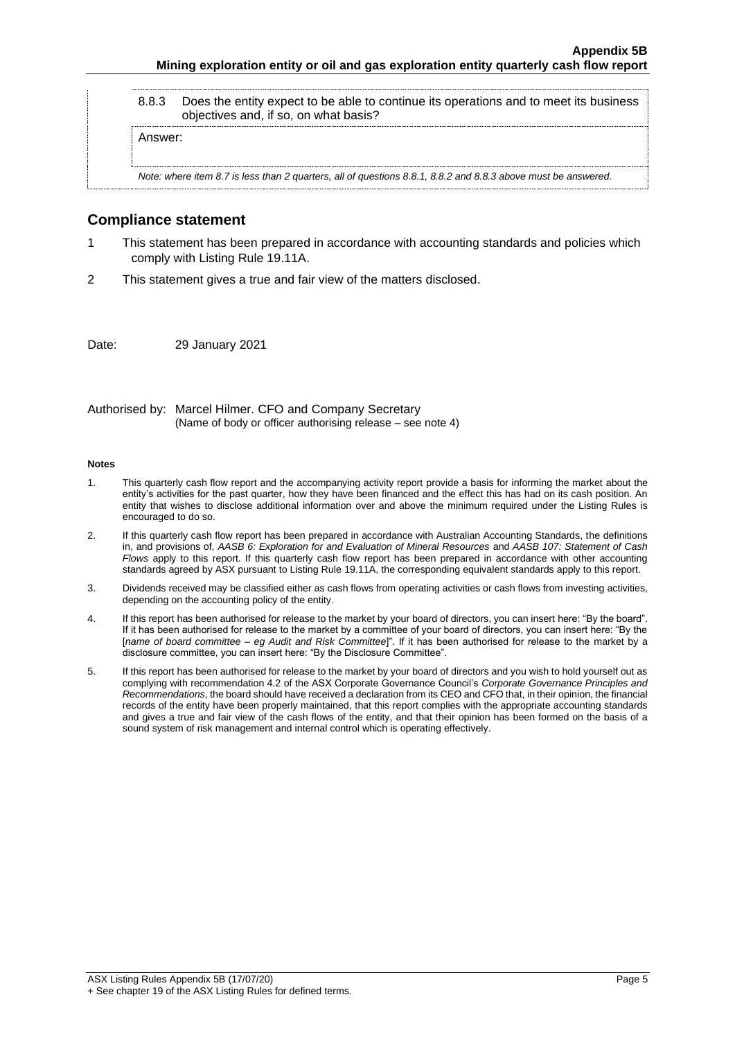| | |
|---|---|
| 8.8.3 | Does the entity expect to be able to continue its operations and to meet its business objectives and, if so, on what basis? |
| Answer: | |

*Note: where item 8.7 is less than 2 quarters, all of questions 8.8.1, 8.8.2 and 8.8.3 above must be answered.*

## Compliance statement

1. This statement has been prepared in accordance with accounting standards and policies which comply with Listing Rule 19.11A.
2. This statement gives a true and fair view of the matters disclosed.

Date: 29 January 2021

Authorised by: Marcel Hilmer. CFO and Company Secretary
(Name of body or officer authorising release – see note 4)

**Notes**

1. This quarterly cash flow report and the accompanying activity report provide a basis for informing the market about the entity's activities for the past quarter, how they have been financed and the effect this has had on its cash position. An entity that wishes to disclose additional information over and above the minimum required under the Listing Rules is encouraged to do so.
2. If this quarterly cash flow report has been prepared in accordance with Australian Accounting Standards, the definitions in, and provisions of, *AASB 6: Exploration for and Evaluation of Mineral Resources* and *AASB 107: Statement of Cash Flows* apply to this report. If this quarterly cash flow report has been prepared in accordance with other accounting standards agreed by ASX pursuant to Listing Rule 19.11A, the corresponding equivalent standards apply to this report.
3. Dividends received may be classified either as cash flows from operating activities or cash flows from investing activities, depending on the accounting policy of the entity.
4. If this report has been authorised for release to the market by your board of directors, you can insert here: "By the board". If it has been authorised for release to the market by a committee of your board of directors, you can insert here: "By the [*name of board committee – eg Audit and Risk Committee*]". If it has been authorised for release to the market by a disclosure committee, you can insert here: "By the Disclosure Committee".
5. If this report has been authorised for release to the market by your board of directors and you wish to hold yourself out as complying with recommendation 4.2 of the ASX Corporate Governance Council's *Corporate Governance Principles and Recommendations*, the board should have received a declaration from its CEO and CFO that, in their opinion, the financial records of the entity have been properly maintained, that this report complies with the appropriate accounting standards and gives a true and fair view of the cash flows of the entity, and that their opinion has been formed on the basis of a sound system of risk management and internal control which is operating effectively.